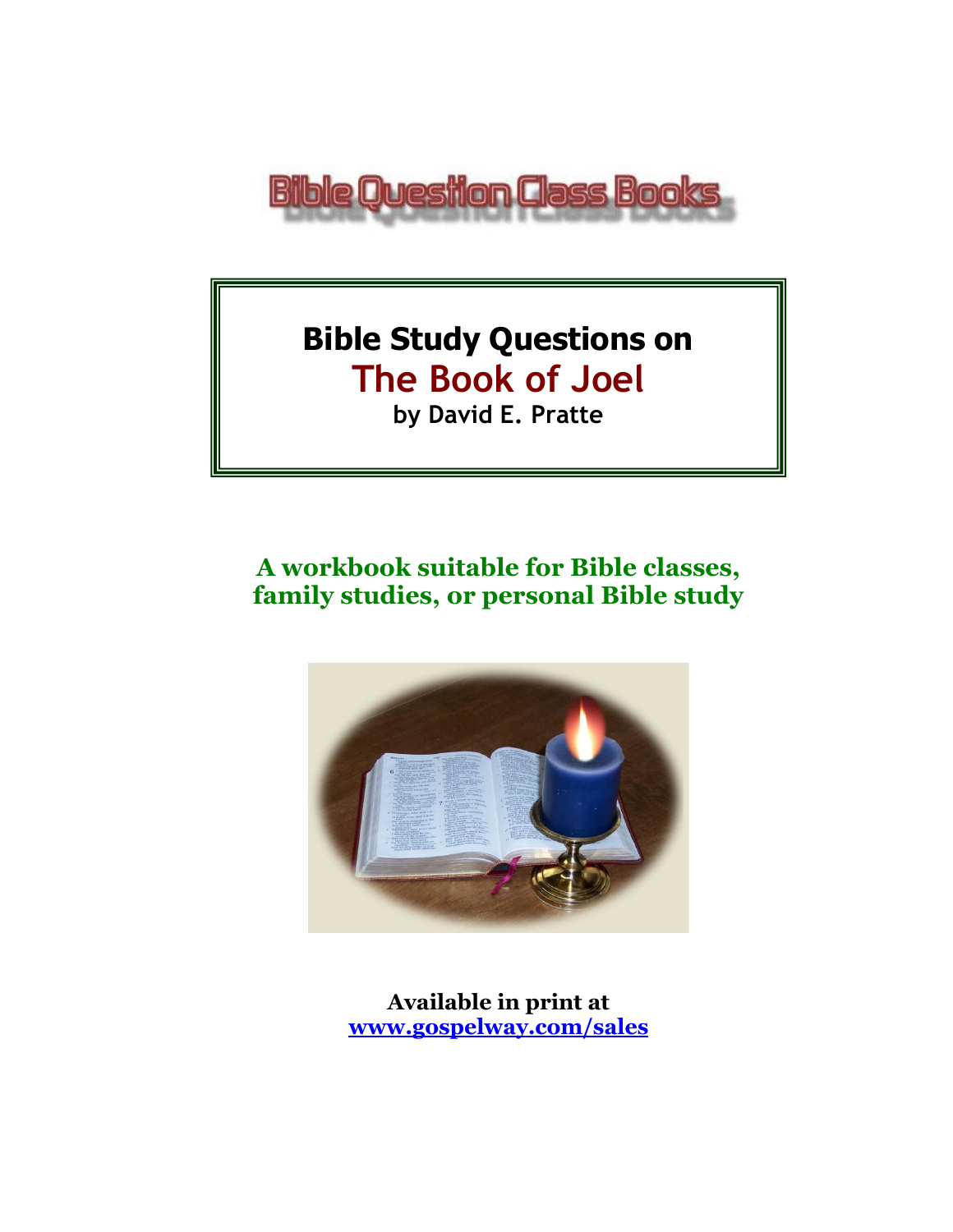Bible Question Class Books

# Bible Study Questions on
# The Book of Joel
**by David E. Pratte**

**A workbook suitable for Bible classes, family studies, or personal Bible study**

**Available in print at**
**[www.gospelway.com/sales](www.gospelway.com/sales)**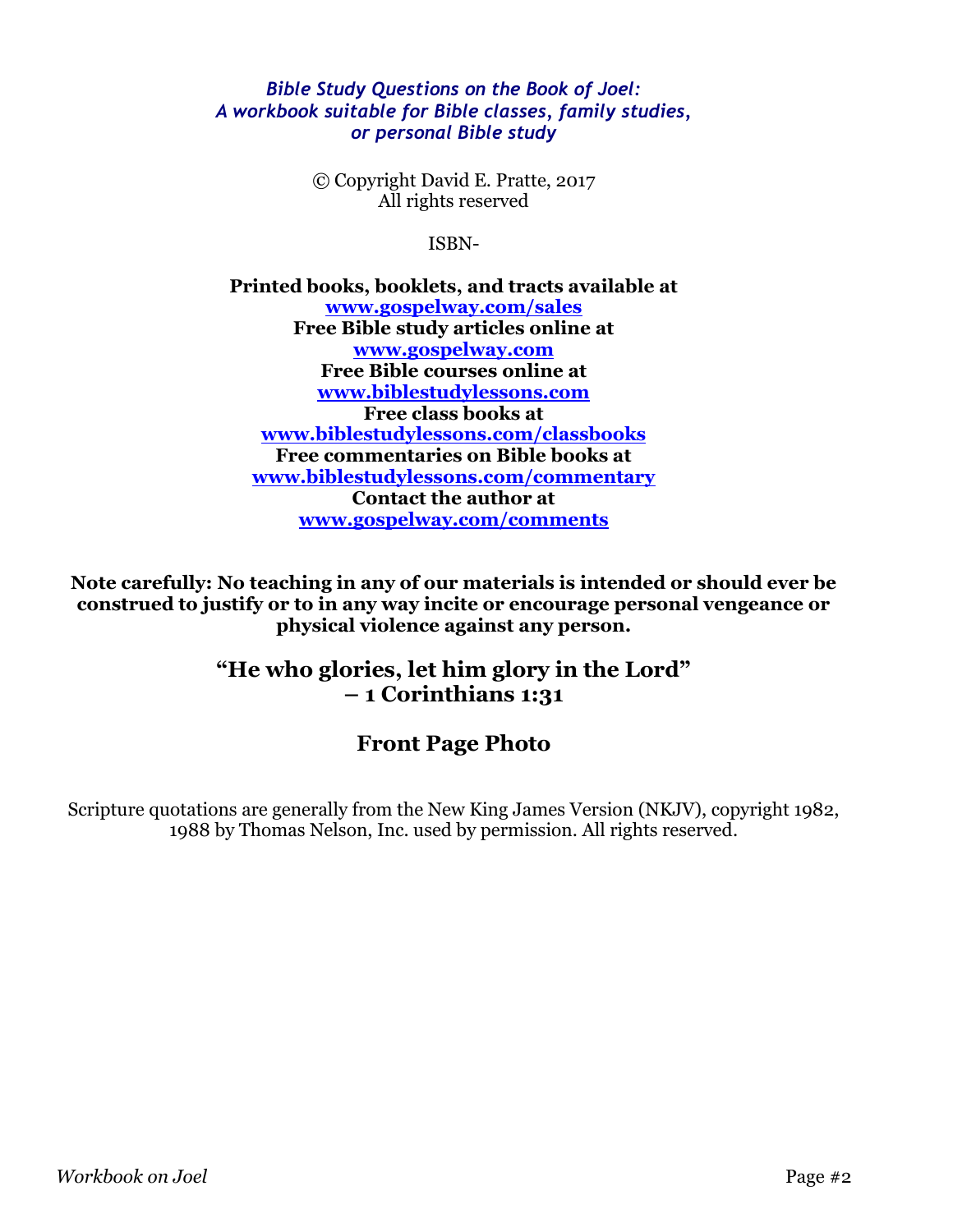*Bible Study Questions on the Book of Joel:*
*A workbook suitable for Bible classes, family studies, or personal Bible study*

© Copyright David E. Pratte, 2017
All rights reserved

ISBN-

**Printed books, booklets, and tracts available at**
**www.gospelway.com/sales**
**Free Bible study articles online at**
**www.gospelway.com**
**Free Bible courses online at**
**www.biblestudylessons.com**
**Free class books at**
**www.biblestudylessons.com/classbooks**
**Free commentaries on Bible books at**
**www.biblestudylessons.com/commentary**
**Contact the author at**
**www.gospelway.com/comments**

**Note carefully: No teaching in any of our materials is intended or should ever be construed to justify or to in any way incite or encourage personal vengeance or physical violence against any person.**

## "He who glories, let him glory in the Lord" – 1 Corinthians 1:31

## Front Page Photo

Scripture quotations are generally from the New King James Version (NKJV), copyright 1982, 1988 by Thomas Nelson, Inc. used by permission. All rights reserved.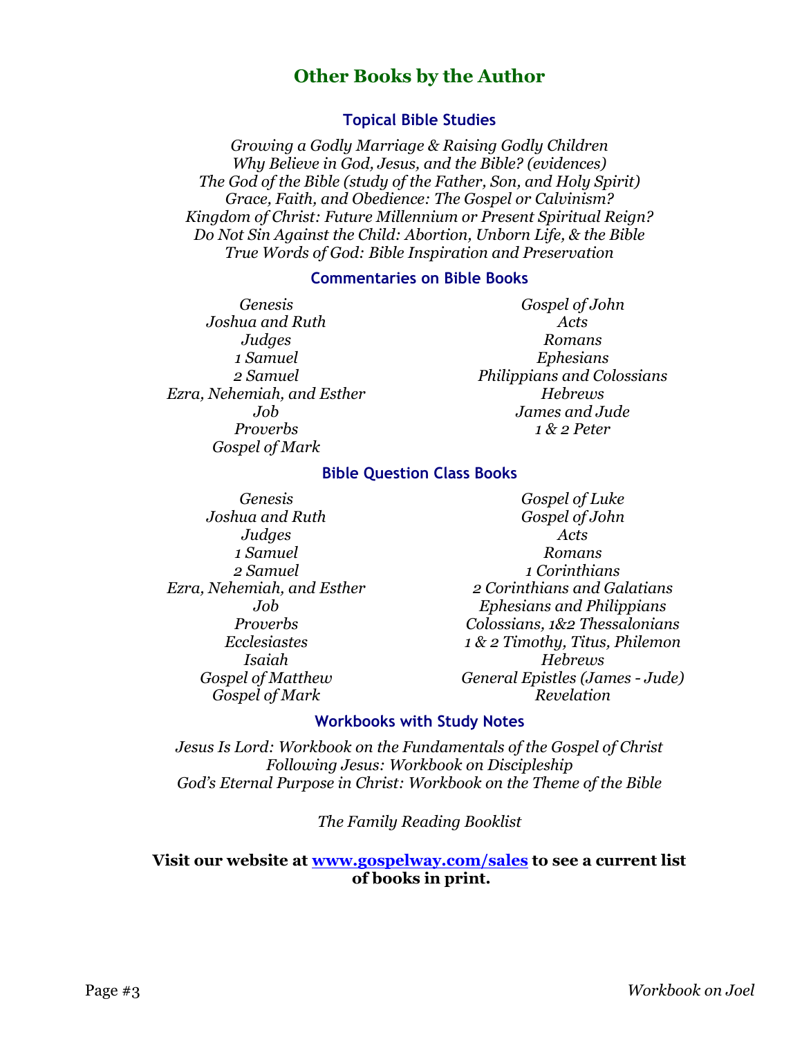## Other Books by the Author

### Topical Bible Studies

*Growing a Godly Marriage & Raising Godly Children*
*Why Believe in God, Jesus, and the Bible? (evidences)*
*The God of the Bible (study of the Father, Son, and Holy Spirit)*
*Grace, Faith, and Obedience: The Gospel or Calvinism?*
*Kingdom of Christ: Future Millennium or Present Spiritual Reign?*
*Do Not Sin Against the Child: Abortion, Unborn Life, & the Bible*
*True Words of God: Bible Inspiration and Preservation*

### Commentaries on Bible Books

*Genesis*
*Joshua and Ruth*
*Judges*
*1 Samuel*
*2 Samuel*
*Ezra, Nehemiah, and Esther*
*Job*
*Proverbs*
*Gospel of Mark*
*Gospel of John*
*Acts*
*Romans*
*Ephesians*
*Philippians and Colossians*
*Hebrews*
*James and Jude*
*1 & 2 Peter*

### Bible Question Class Books

*Genesis*
*Joshua and Ruth*
*Judges*
*1 Samuel*
*2 Samuel*
*Ezra, Nehemiah, and Esther*
*Job*
*Proverbs*
*Ecclesiastes*
*Isaiah*
*Gospel of Matthew*
*Gospel of Mark*
*Gospel of Luke*
*Gospel of John*
*Acts*
*Romans*
*1 Corinthians*
*2 Corinthians and Galatians*
*Ephesians and Philippians*
*Colossians, 1&2 Thessalonians*
*1 & 2 Timothy, Titus, Philemon*
*Hebrews*
*General Epistles (James - Jude)*
*Revelation*

### Workbooks with Study Notes

*Jesus Is Lord: Workbook on the Fundamentals of the Gospel of Christ*
*Following Jesus: Workbook on Discipleship*
*God's Eternal Purpose in Christ: Workbook on the Theme of the Bible*

*The Family Reading Booklist*

**Visit our website at [www.gospelway.com/sales](http://www.gospelway.com/sales) to see a current list of books in print.**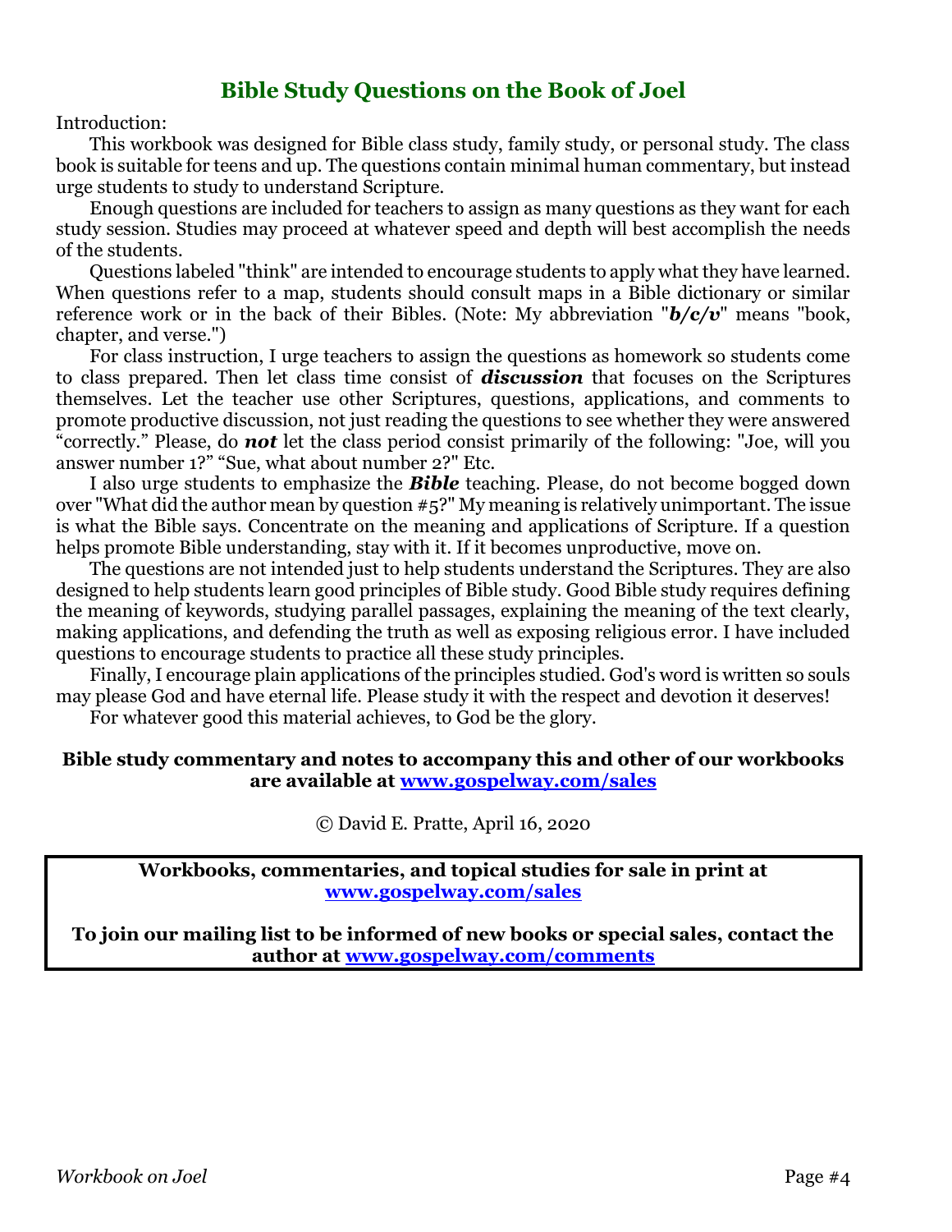## Bible Study Questions on the Book of Joel

Introduction:

This workbook was designed for Bible class study, family study, or personal study. The class book is suitable for teens and up. The questions contain minimal human commentary, but instead urge students to study to understand Scripture.

Enough questions are included for teachers to assign as many questions as they want for each study session. Studies may proceed at whatever speed and depth will best accomplish the needs of the students.

Questions labeled "think" are intended to encourage students to apply what they have learned. When questions refer to a map, students should consult maps in a Bible dictionary or similar reference work or in the back of their Bibles. (Note: My abbreviation "***b/c/v***" means "book, chapter, and verse.")

For class instruction, I urge teachers to assign the questions as homework so students come to class prepared. Then let class time consist of ***discussion*** that focuses on the Scriptures themselves. Let the teacher use other Scriptures, questions, applications, and comments to promote productive discussion, not just reading the questions to see whether they were answered "correctly." Please, do ***not*** let the class period consist primarily of the following: "Joe, will you answer number 1?" "Sue, what about number 2?" Etc.

I also urge students to emphasize the ***Bible*** teaching. Please, do not become bogged down over "What did the author mean by question #5?" My meaning is relatively unimportant. The issue is what the Bible says. Concentrate on the meaning and applications of Scripture. If a question helps promote Bible understanding, stay with it. If it becomes unproductive, move on.

The questions are not intended just to help students understand the Scriptures. They are also designed to help students learn good principles of Bible study. Good Bible study requires defining the meaning of keywords, studying parallel passages, explaining the meaning of the text clearly, making applications, and defending the truth as well as exposing religious error. I have included questions to encourage students to practice all these study principles.

Finally, I encourage plain applications of the principles studied. God's word is written so souls may please God and have eternal life. Please study it with the respect and devotion it deserves!

For whatever good this material achieves, to God be the glory.

**Bible study commentary and notes to accompany this and other of our workbooks are available at [www.gospelway.com/sales](www.gospelway.com/sales)**

© David E. Pratte, April 16, 2020

**Workbooks, commentaries, and topical studies for sale in print at [www.gospelway.com/sales](www.gospelway.com/sales)**

**To join our mailing list to be informed of new books or special sales, contact the author at [www.gospelway.com/comments](www.gospelway.com/comments)**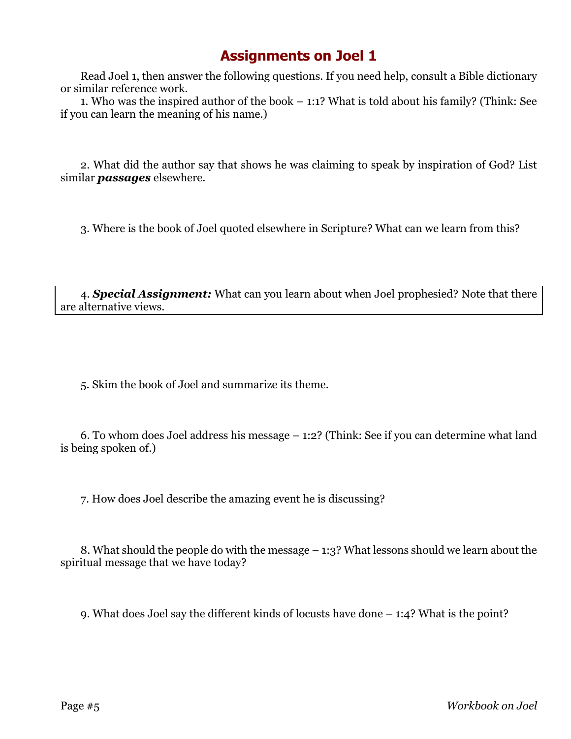# Assignments on Joel 1

Read Joel 1, then answer the following questions. If you need help, consult a Bible dictionary or similar reference work.

1. Who was the inspired author of the book – 1:1? What is told about his family? (Think: See if you can learn the meaning of his name.)

2. What did the author say that shows he was claiming to speak by inspiration of God? List similar ***passages*** elsewhere.

3. Where is the book of Joel quoted elsewhere in Scripture? What can we learn from this?

4. ***Special Assignment:*** What can you learn about when Joel prophesied? Note that there are alternative views.

5. Skim the book of Joel and summarize its theme.

6. To whom does Joel address his message – 1:2? (Think: See if you can determine what land is being spoken of.)

7. How does Joel describe the amazing event he is discussing?

8. What should the people do with the message – 1:3? What lessons should we learn about the spiritual message that we have today?

9. What does Joel say the different kinds of locusts have done – 1:4? What is the point?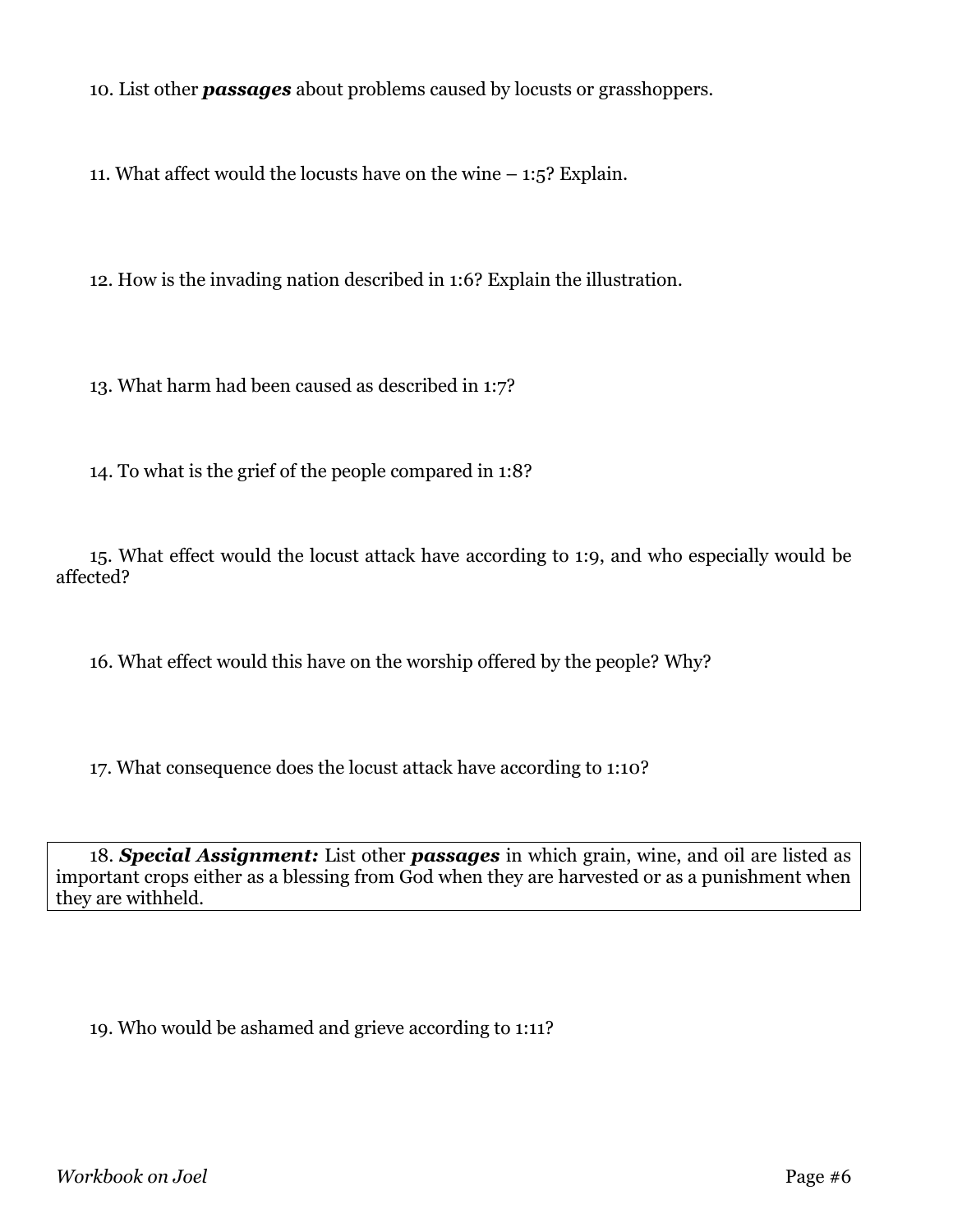10. List other ***passages*** about problems caused by locusts or grasshoppers.

11. What affect would the locusts have on the wine – 1:5? Explain.

12. How is the invading nation described in 1:6? Explain the illustration.

13. What harm had been caused as described in 1:7?

14. To what is the grief of the people compared in 1:8?

15. What effect would the locust attack have according to 1:9, and who especially would be affected?

16. What effect would this have on the worship offered by the people? Why?

17. What consequence does the locust attack have according to 1:10?

18. ***Special Assignment:*** List other ***passages*** in which grain, wine, and oil are listed as important crops either as a blessing from God when they are harvested or as a punishment when they are withheld.

19. Who would be ashamed and grieve according to 1:11?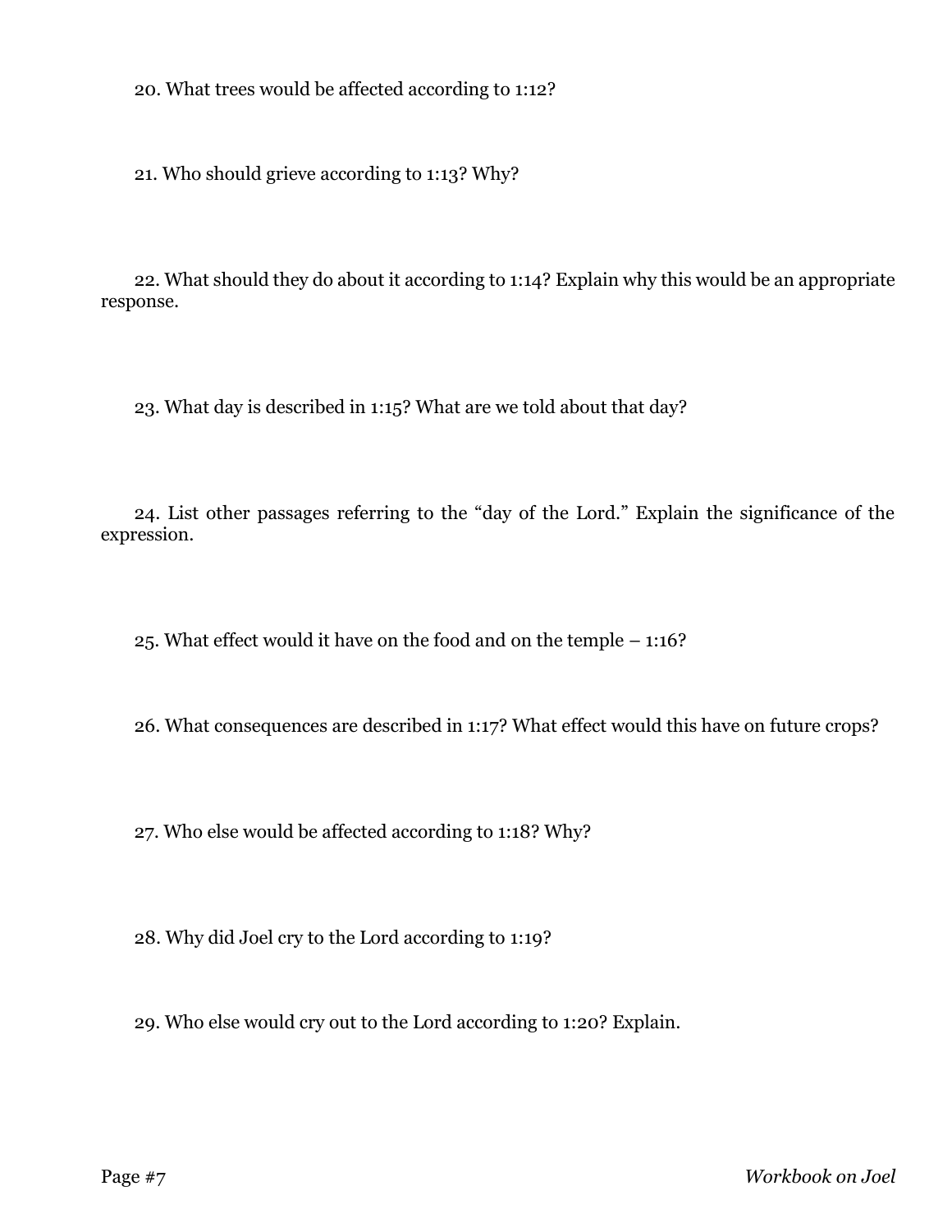20. What trees would be affected according to 1:12?

21. Who should grieve according to 1:13? Why?

22. What should they do about it according to 1:14? Explain why this would be an appropriate response.

23. What day is described in 1:15? What are we told about that day?

24. List other passages referring to the "day of the Lord." Explain the significance of the expression.

25. What effect would it have on the food and on the temple – 1:16?

26. What consequences are described in 1:17? What effect would this have on future crops?

27. Who else would be affected according to 1:18? Why?

28. Why did Joel cry to the Lord according to 1:19?

29. Who else would cry out to the Lord according to 1:20? Explain.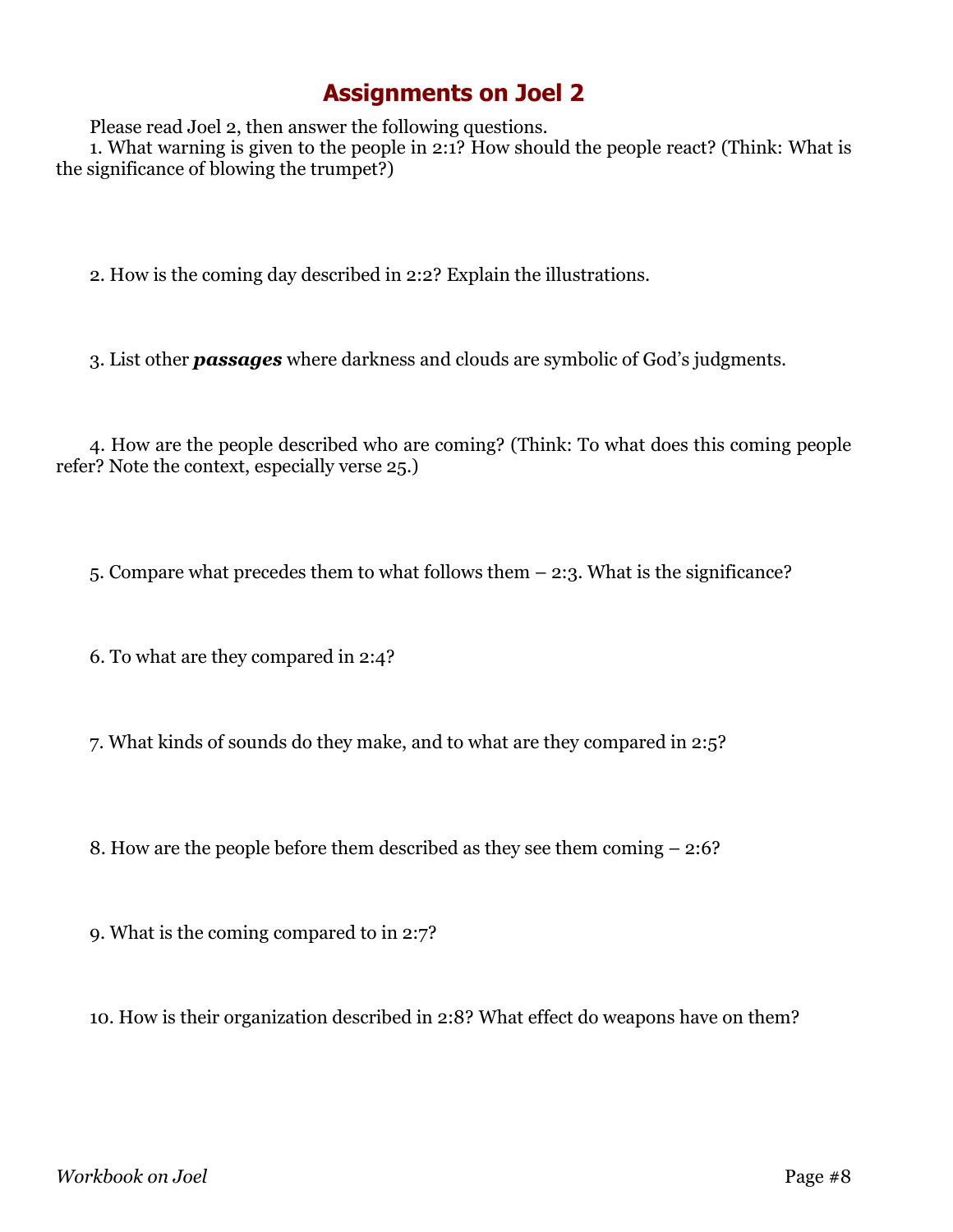# Assignments on Joel 2

Please read Joel 2, then answer the following questions.

1. What warning is given to the people in 2:1? How should the people react? (Think: What is the significance of blowing the trumpet?)

2. How is the coming day described in 2:2? Explain the illustrations.

3. List other ***passages*** where darkness and clouds are symbolic of God's judgments.

4. How are the people described who are coming? (Think: To what does this coming people refer? Note the context, especially verse 25.)

5. Compare what precedes them to what follows them – 2:3. What is the significance?

6. To what are they compared in 2:4?

7. What kinds of sounds do they make, and to what are they compared in 2:5?

8. How are the people before them described as they see them coming – 2:6?

9. What is the coming compared to in 2:7?

10. How is their organization described in 2:8? What effect do weapons have on them?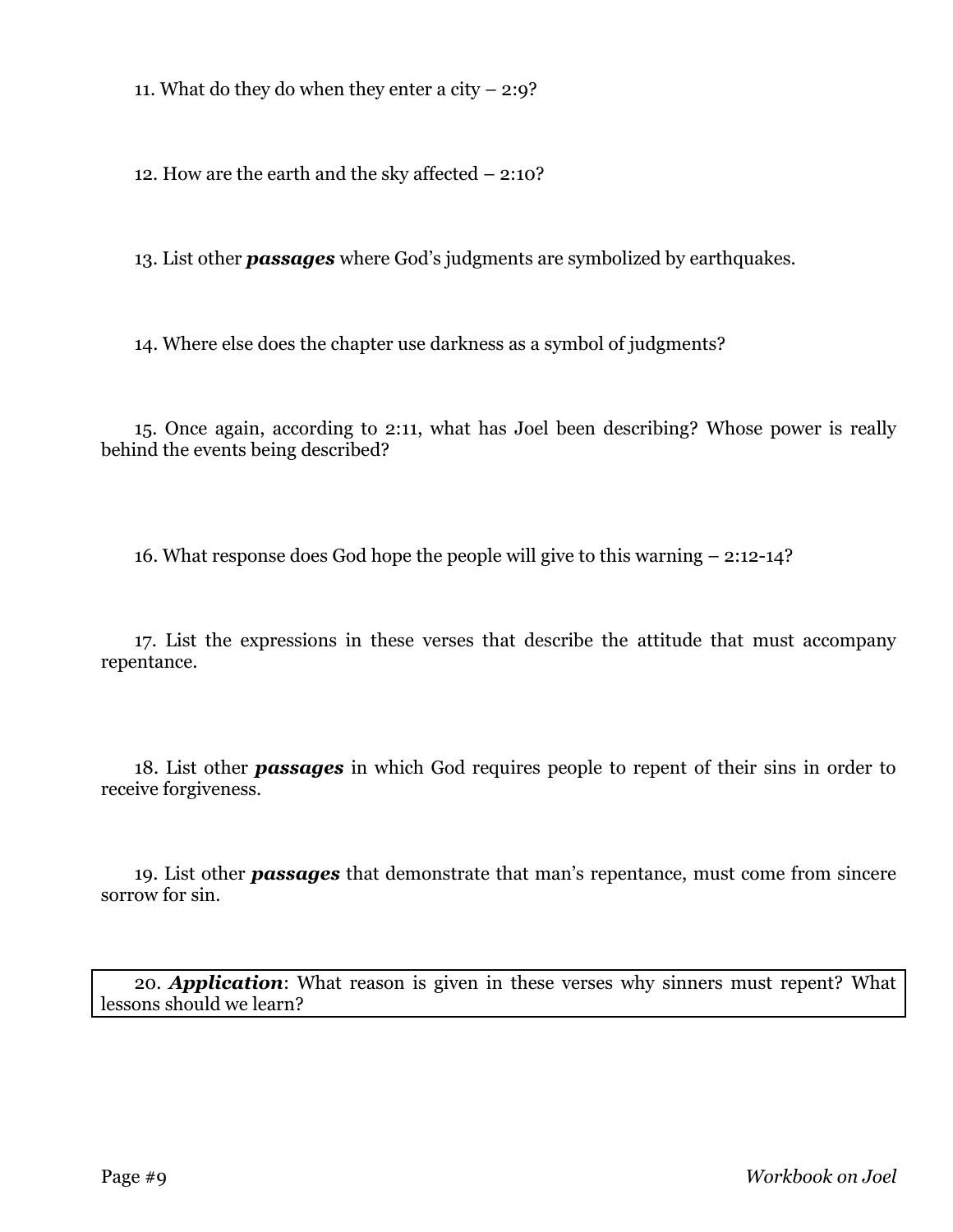11. What do they do when they enter a city – 2:9?

12. How are the earth and the sky affected – 2:10?

13. List other ***passages*** where God's judgments are symbolized by earthquakes.

14. Where else does the chapter use darkness as a symbol of judgments?

15. Once again, according to 2:11, what has Joel been describing? Whose power is really behind the events being described?

16. What response does God hope the people will give to this warning – 2:12-14?

17. List the expressions in these verses that describe the attitude that must accompany repentance.

18. List other ***passages*** in which God requires people to repent of their sins in order to receive forgiveness.

19. List other ***passages*** that demonstrate that man's repentance, must come from sincere sorrow for sin.

20. ***Application***: What reason is given in these verses why sinners must repent? What lessons should we learn?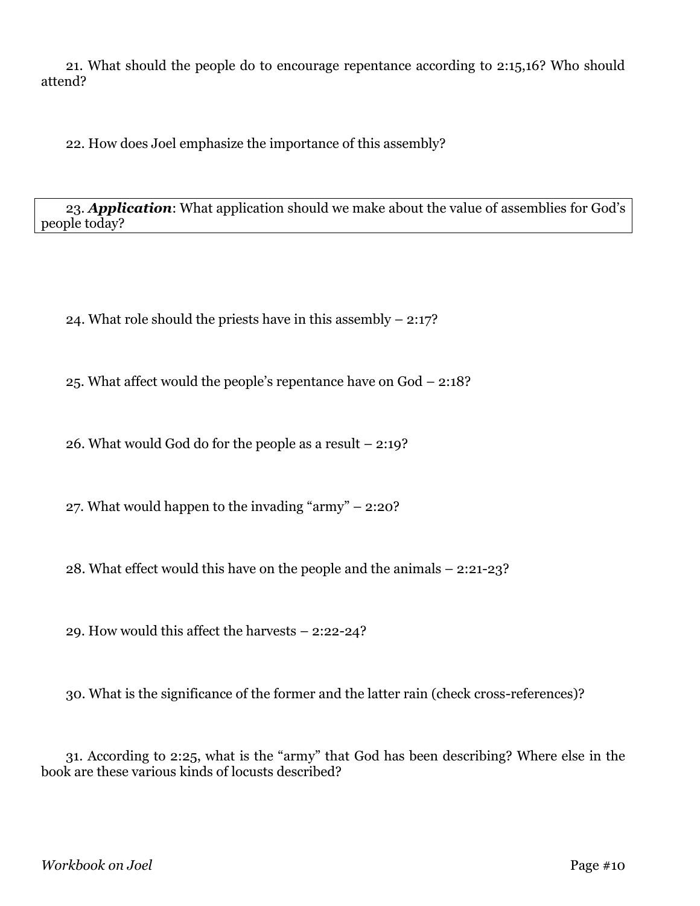21. What should the people do to encourage repentance according to 2:15,16? Who should attend?

22. How does Joel emphasize the importance of this assembly?

23. ***Application***: What application should we make about the value of assemblies for God's people today?

24. What role should the priests have in this assembly – 2:17?

25. What affect would the people's repentance have on God – 2:18?

26. What would God do for the people as a result – 2:19?

27. What would happen to the invading "army" – 2:20?

28. What effect would this have on the people and the animals – 2:21-23?

29. How would this affect the harvests – 2:22-24?

30. What is the significance of the former and the latter rain (check cross-references)?

31. According to 2:25, what is the "army" that God has been describing? Where else in the book are these various kinds of locusts described?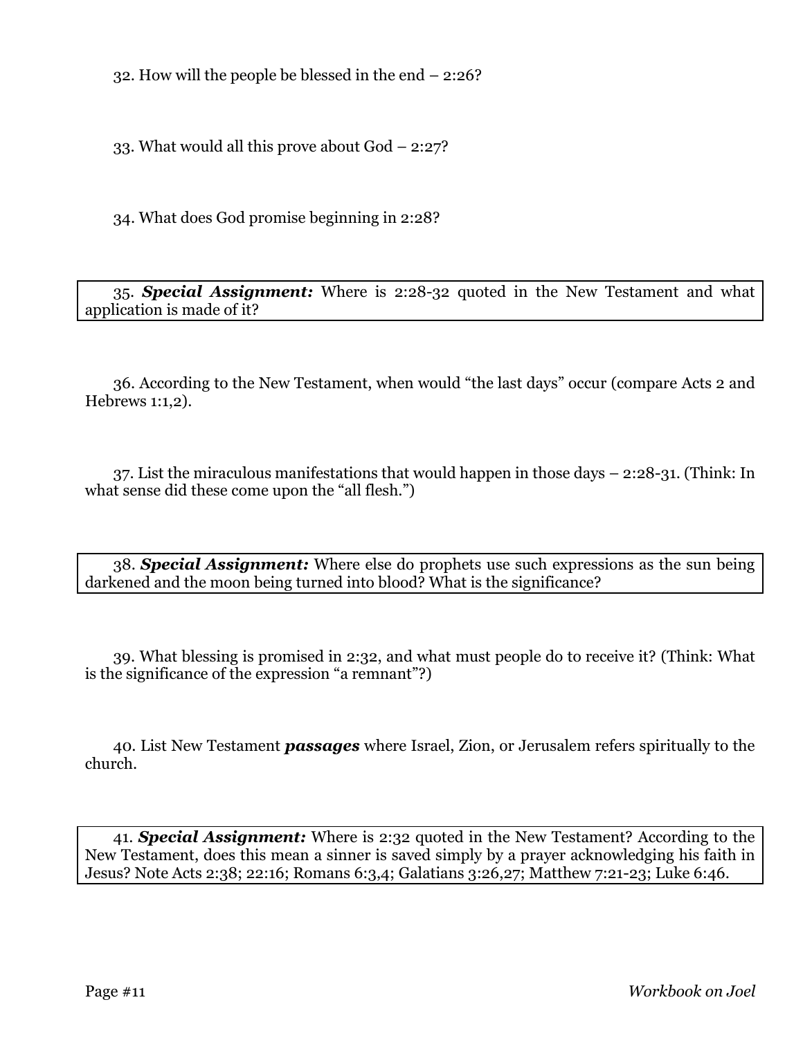32. How will the people be blessed in the end – 2:26?

33. What would all this prove about God – 2:27?

34. What does God promise beginning in 2:28?

35. ***Special Assignment:*** Where is 2:28-32 quoted in the New Testament and what application is made of it?

36. According to the New Testament, when would "the last days" occur (compare Acts 2 and Hebrews 1:1,2).

37. List the miraculous manifestations that would happen in those days – 2:28-31. (Think: In what sense did these come upon the "all flesh.")

38. ***Special Assignment:*** Where else do prophets use such expressions as the sun being darkened and the moon being turned into blood? What is the significance?

39. What blessing is promised in 2:32, and what must people do to receive it? (Think: What is the significance of the expression "a remnant"?)

40. List New Testament ***passages*** where Israel, Zion, or Jerusalem refers spiritually to the church.

41. ***Special Assignment:*** Where is 2:32 quoted in the New Testament? According to the New Testament, does this mean a sinner is saved simply by a prayer acknowledging his faith in Jesus? Note Acts 2:38; 22:16; Romans 6:3,4; Galatians 3:26,27; Matthew 7:21-23; Luke 6:46.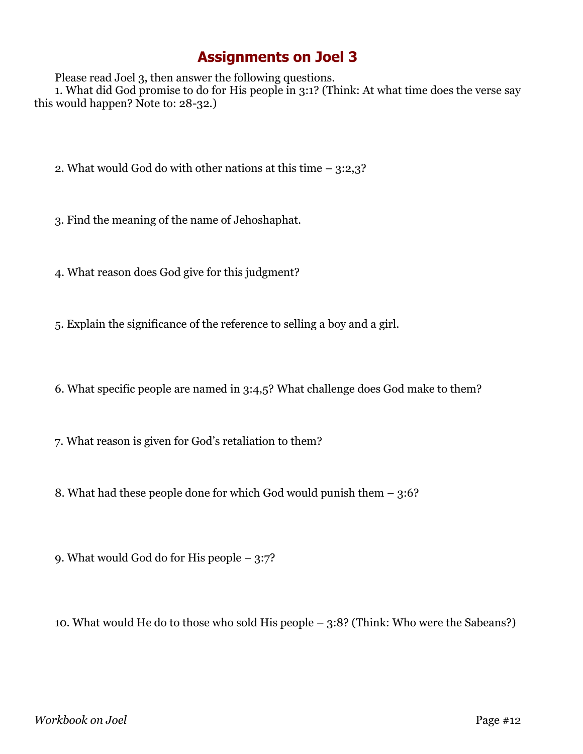# Assignments on Joel 3

Please read Joel 3, then answer the following questions.

1. What did God promise to do for His people in 3:1? (Think: At what time does the verse say this would happen? Note to: 28-32.)

2. What would God do with other nations at this time – 3:2,3?

3. Find the meaning of the name of Jehoshaphat.

4. What reason does God give for this judgment?

5. Explain the significance of the reference to selling a boy and a girl.

6. What specific people are named in 3:4,5? What challenge does God make to them?

7. What reason is given for God's retaliation to them?

8. What had these people done for which God would punish them – 3:6?

9. What would God do for His people – 3:7?

10. What would He do to those who sold His people – 3:8? (Think: Who were the Sabeans?)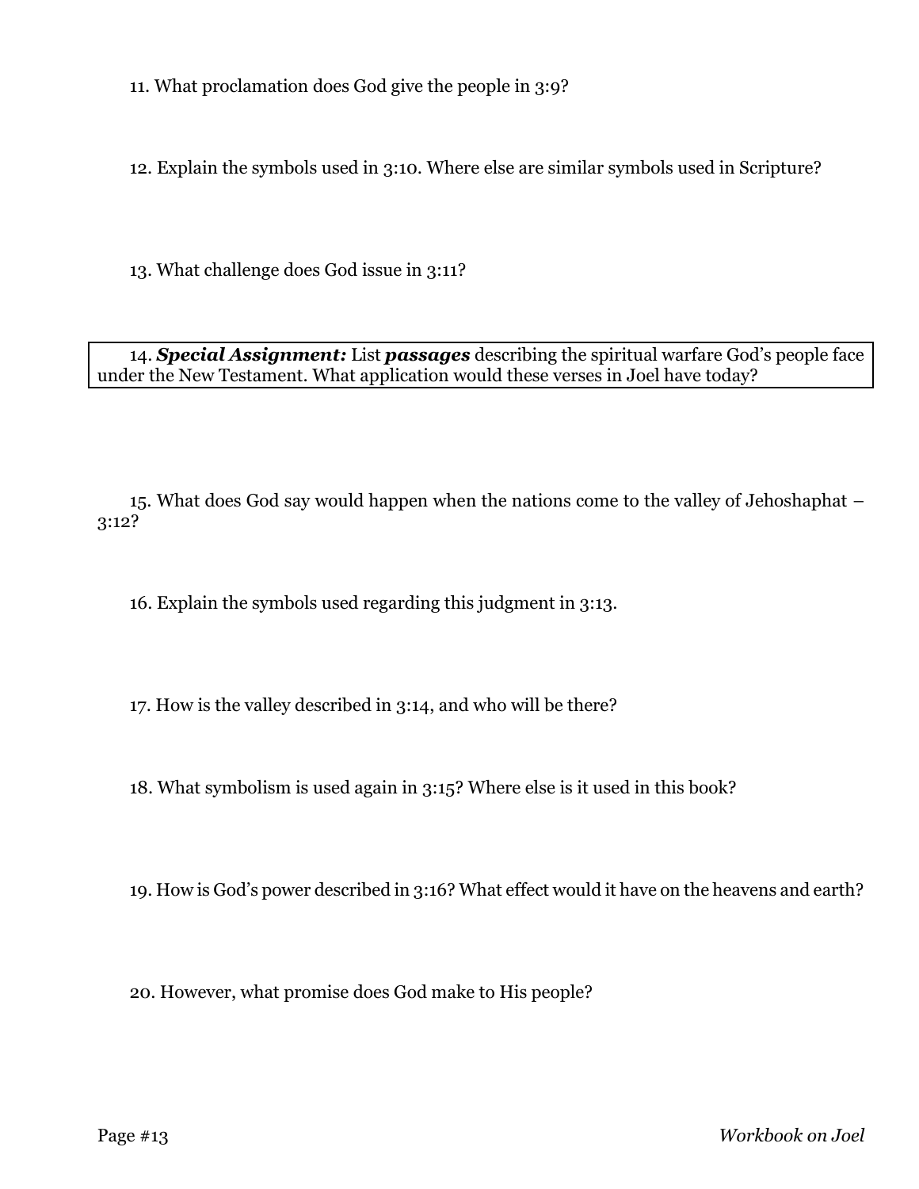11. What proclamation does God give the people in 3:9?

12. Explain the symbols used in 3:10. Where else are similar symbols used in Scripture?

13. What challenge does God issue in 3:11?

14. ***Special Assignment:*** List ***passages*** describing the spiritual warfare God's people face under the New Testament. What application would these verses in Joel have today?

15. What does God say would happen when the nations come to the valley of Jehoshaphat – 3:12?

16. Explain the symbols used regarding this judgment in 3:13.

17. How is the valley described in 3:14, and who will be there?

18. What symbolism is used again in 3:15? Where else is it used in this book?

19. How is God's power described in 3:16? What effect would it have on the heavens and earth?

20. However, what promise does God make to His people?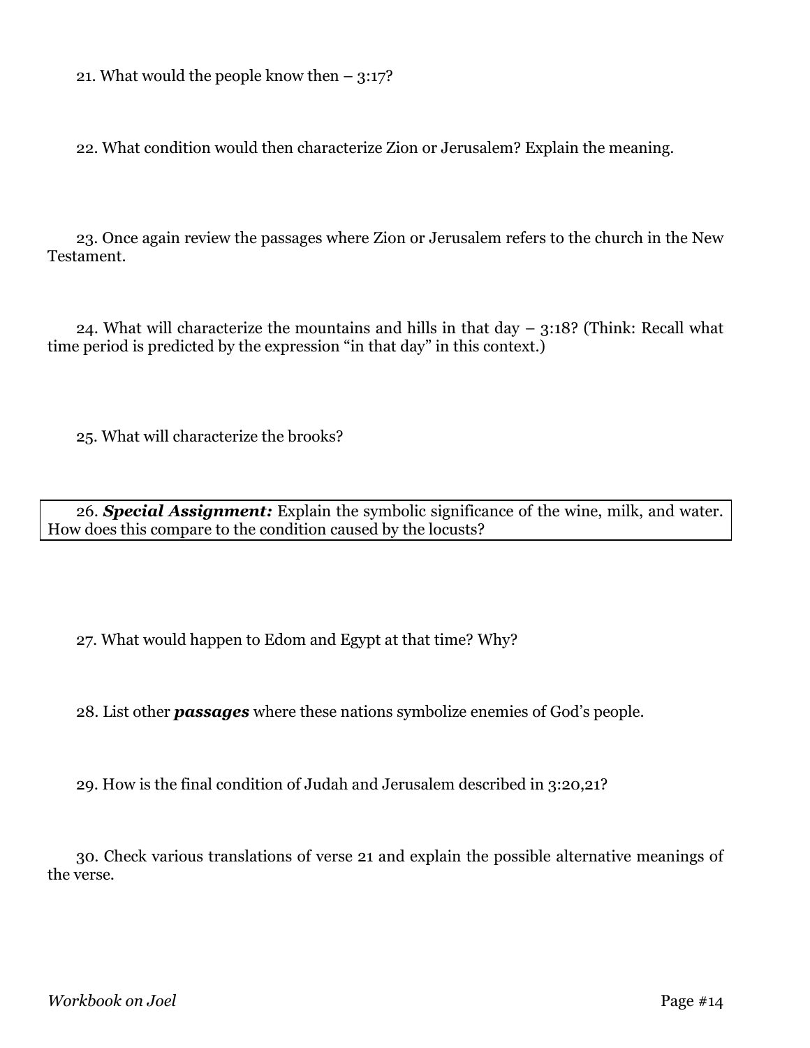21. What would the people know then – 3:17?

22. What condition would then characterize Zion or Jerusalem? Explain the meaning.

23. Once again review the passages where Zion or Jerusalem refers to the church in the New Testament.

24. What will characterize the mountains and hills in that day – 3:18? (Think: Recall what time period is predicted by the expression "in that day" in this context.)

25. What will characterize the brooks?

26. ***Special Assignment:*** Explain the symbolic significance of the wine, milk, and water. How does this compare to the condition caused by the locusts?

27. What would happen to Edom and Egypt at that time? Why?

28. List other ***passages*** where these nations symbolize enemies of God's people.

29. How is the final condition of Judah and Jerusalem described in 3:20,21?

30. Check various translations of verse 21 and explain the possible alternative meanings of the verse.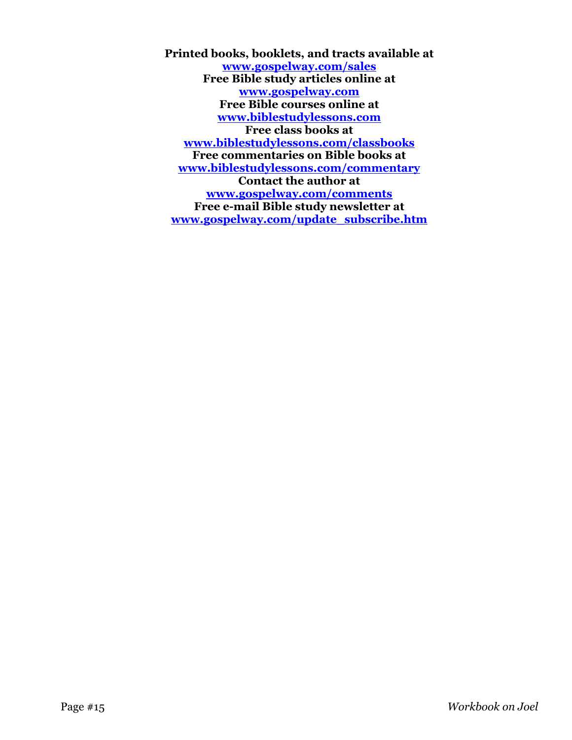**Printed books, booklets, and tracts available at**
**[www.gospelway.com/sales](http://www.gospelway.com/sales)**
**Free Bible study articles online at**
**[www.gospelway.com](http://www.gospelway.com)**
**Free Bible courses online at**
**[www.biblestudylessons.com](http://www.biblestudylessons.com)**
**Free class books at**
**[www.biblestudylessons.com/classbooks](http://www.biblestudylessons.com/classbooks)**
**Free commentaries on Bible books at**
**[www.biblestudylessons.com/commentary](http://www.biblestudylessons.com/commentary)**
**Contact the author at**
**[www.gospelway.com/comments](http://www.gospelway.com/comments)**
**Free e-mail Bible study newsletter at**
**[www.gospelway.com/update_subscribe.htm](http://www.gospelway.com/update_subscribe.htm)**